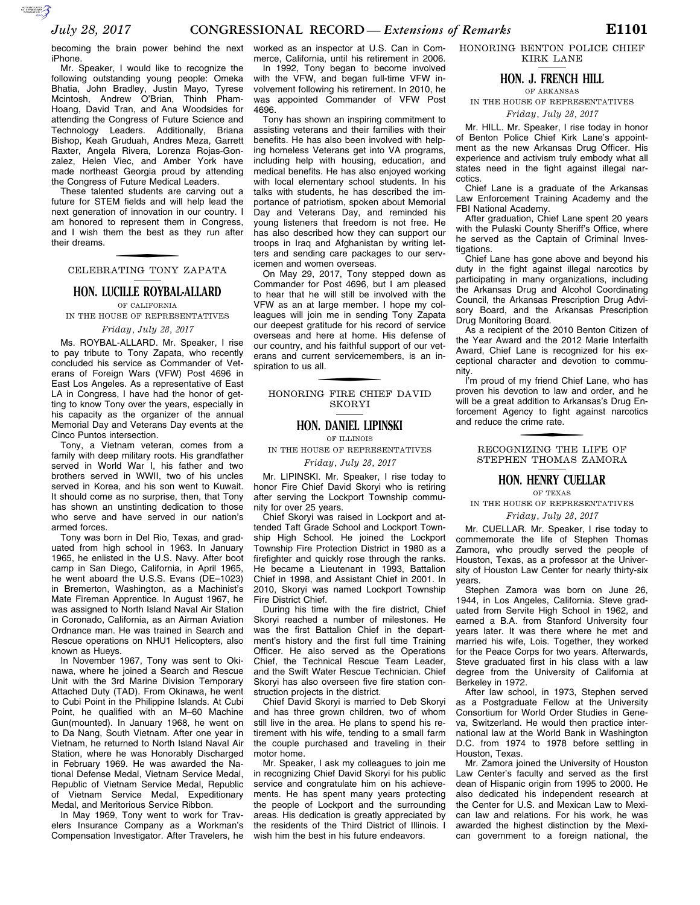becoming the brain power behind the next iPhone.

Mr. Speaker, I would like to recognize the following outstanding young people: Omeka Bhatia, John Bradley, Justin Mayo, Tyrese Mcintosh, Andrew O'Brian, Thinh Pham-Hoang, David Tran, and Ana Woodsides for attending the Congress of Future Science and Technology Leaders. Additionally, Briana Bishop, Keah Gruduah, Andres Meza, Garrett Raxter, Angela Rivera, Lorenza Rojas-Gonzalez, Helen Viec, and Amber York have made northeast Georgia proud by attending the Congress of Future Medical Leaders.

These talented students are carving out a future for STEM fields and will help lead the next generation of innovation in our country. I am honored to represent them in Congress, and I wish them the best as they run after their dreams.

## CELEBRATING TONY ZAPATA

### HON. LUCILLE ROYBAL-ALLARD

OF CALIFORNIA

IN THE HOUSE OF REPRESENTATIVES

*Friday, July 28, 2017*

Ms. ROYBAL-ALLARD. Mr. Speaker, I rise to pay tribute to Tony Zapata, who recently concluded his service as Commander of Veterans of Foreign Wars (VFW) Post 4696 in East Los Angeles. As a representative of East LA in Congress, I have had the honor of getting to know Tony over the years, especially in his capacity as the organizer of the annual Memorial Day and Veterans Day events at the Cinco Puntos intersection.

Tony, a Vietnam veteran, comes from a family with deep military roots. His grandfather served in World War I, his father and two brothers served in WWII, two of his uncles served in Korea, and his son went to Kuwait. It should come as no surprise, then, that Tony has shown an unstinting dedication to those who serve and have served in our nation's armed forces.

Tony was born in Del Rio, Texas, and graduated from high school in 1963. In January 1965, he enlisted in the U.S. Navy. After boot camp in San Diego, California, in April 1965, he went aboard the U.S.S. Evans (DE–1023) in Bremerton, Washington, as a Machinist's Mate Fireman Apprentice. In August 1967, he was assigned to North Island Naval Air Station in Coronado, California, as an Airman Aviation Ordnance man. He was trained in Search and Rescue operations on NHU1 Helicopters, also known as Hueys.

In November 1967, Tony was sent to Okinawa, where he joined a Search and Rescue Unit with the 3rd Marine Division Temporary Attached Duty (TAD). From Okinawa, he went to Cubi Point in the Philippine Islands. At Cubi Point, he qualified with an M–60 Machine Gun(mounted). In January 1968, he went on to Da Nang, South Vietnam. After one year in Vietnam, he returned to North Island Naval Air Station, where he was Honorably Discharged in February 1969. He was awarded the National Defense Medal, Vietnam Service Medal, Republic of Vietnam Service Medal, Republic of Vietnam Service Medal, Expeditionary Medal, and Meritorious Service Ribbon.

In May 1969, Tony went to work for Travelers Insurance Company as a Workman's Compensation Investigator. After Travelers, he worked as an inspector at U.S. Can in Commerce, California, until his retirement in 2006.

In 1992, Tony began to become involved with the VFW, and began full-time VFW involvement following his retirement. In 2010, he was appointed Commander of VFW Post 4696.

Tony has shown an inspiring commitment to assisting veterans and their families with their benefits. He has also been involved with helping homeless Veterans get into VA programs, including help with housing, education, and medical benefits. He has also enjoyed working with local elementary school students. In his talks with students, he has described the importance of patriotism, spoken about Memorial Day and Veterans Day, and reminded his young listeners that freedom is not free. He has also described how they can support our troops in Iraq and Afghanistan by writing letters and sending care packages to our servicemen and women overseas.

On May 29, 2017, Tony stepped down as Commander for Post 4696, but I am pleased to hear that he will still be involved with the VFW as an at large member. I hope my colleagues will join me in sending Tony Zapata our deepest gratitude for his record of service overseas and here at home. His defense of our country, and his faithful support of our veterans and current servicemembers, is an inspiration to us all.

## HONORING FIRE CHIEF DAVID SKORYI

### HON. DANIEL LIPINSKI

OF ILLINOIS

IN THE HOUSE OF REPRESENTATIVES

*Friday, July 28, 2017*

Mr. LIPINSKI. Mr. Speaker, I rise today to honor Fire Chief David Skoryi who is retiring after serving the Lockport Township community for over 25 years.

Chief Skoryi was raised in Lockport and attended Taft Grade School and Lockport Township High School. He joined the Lockport Township Fire Protection District in 1980 as a firefighter and quickly rose through the ranks. He became a Lieutenant in 1993, Battalion Chief in 1998, and Assistant Chief in 2001. In 2010, Skoryi was named Lockport Township Fire District Chief.

During his time with the fire district, Chief Skoryi reached a number of milestones. He was the first Battalion Chief in the department's history and the first full time Training Officer. He also served as the Operations Chief, the Technical Rescue Team Leader, and the Swift Water Rescue Technician. Chief Skoryi has also overseen five fire station construction projects in the district.

Chief David Skoryi is married to Deb Skoryi and has three grown children, two of whom still live in the area. He plans to spend his retirement with his wife, tending to a small farm the couple purchased and traveling in their motor home.

Mr. Speaker, I ask my colleagues to join me in recognizing Chief David Skoryi for his public service and congratulate him on his achievements. He has spent many years protecting the people of Lockport and the surrounding areas. His dedication is greatly appreciated by the residents of the Third District of Illinois. I wish him the best in his future endeavors.

## HONORING BENTON POLICE CHIEF KIRK LANE

### HON. J. FRENCH HILL

OF ARKANSAS

IN THE HOUSE OF REPRESENTATIVES

*Friday, July 28, 2017*

Mr. HILL. Mr. Speaker, I rise today in honor of Benton Police Chief Kirk Lane's appointment as the new Arkansas Drug Officer. His experience and activism truly embody what all states need in the fight against illegal narcotics.

Chief Lane is a graduate of the Arkansas Law Enforcement Training Academy and the FBI National Academy.

After graduation, Chief Lane spent 20 years with the Pulaski County Sheriff's Office, where he served as the Captain of Criminal Investigations.

Chief Lane has gone above and beyond his duty in the fight against illegal narcotics by participating in many organizations, including the Arkansas Drug and Alcohol Coordinating Council, the Arkansas Prescription Drug Advisory Board, and the Arkansas Prescription Drug Monitoring Board.

As a recipient of the 2010 Benton Citizen of the Year Award and the 2012 Marie Interfaith Award, Chief Lane is recognized for his exceptional character and devotion to community.

I'm proud of my friend Chief Lane, who has proven his devotion to law and order, and he will be a great addition to Arkansas's Drug Enforcement Agency to fight against narcotics and reduce the crime rate.

## RECOGNIZING THE LIFE OF STEPHEN THOMAS ZAMORA

### HON. HENRY CUELLAR

OF TEXAS

IN THE HOUSE OF REPRESENTATIVES

*Friday, July 28, 2017*

Mr. CUELLAR. Mr. Speaker, I rise today to commemorate the life of Stephen Thomas Zamora, who proudly served the people of Houston, Texas, as a professor at the University of Houston Law Center for nearly thirty-six years.

Stephen Zamora was born on June 26, 1944, in Los Angeles, California. Steve graduated from Servite High School in 1962, and earned a B.A. from Stanford University four years later. It was there where he met and married his wife, Lois. Together, they worked for the Peace Corps for two years. Afterwards, Steve graduated first in his class with a law degree from the University of California at Berkeley in 1972.

After law school, in 1973, Stephen served as a Postgraduate Fellow at the University Consortium for World Order Studies in Geneva, Switzerland. He would then practice international law at the World Bank in Washington D.C. from 1974 to 1978 before settling in Houston, Texas.

Mr. Zamora joined the University of Houston Law Center's faculty and served as the first dean of Hispanic origin from 1995 to 2000. He also dedicated his independent research at the Center for U.S. and Mexican Law to Mexican law and relations. For his work, he was awarded the highest distinction by the Mexican government to a foreign national, the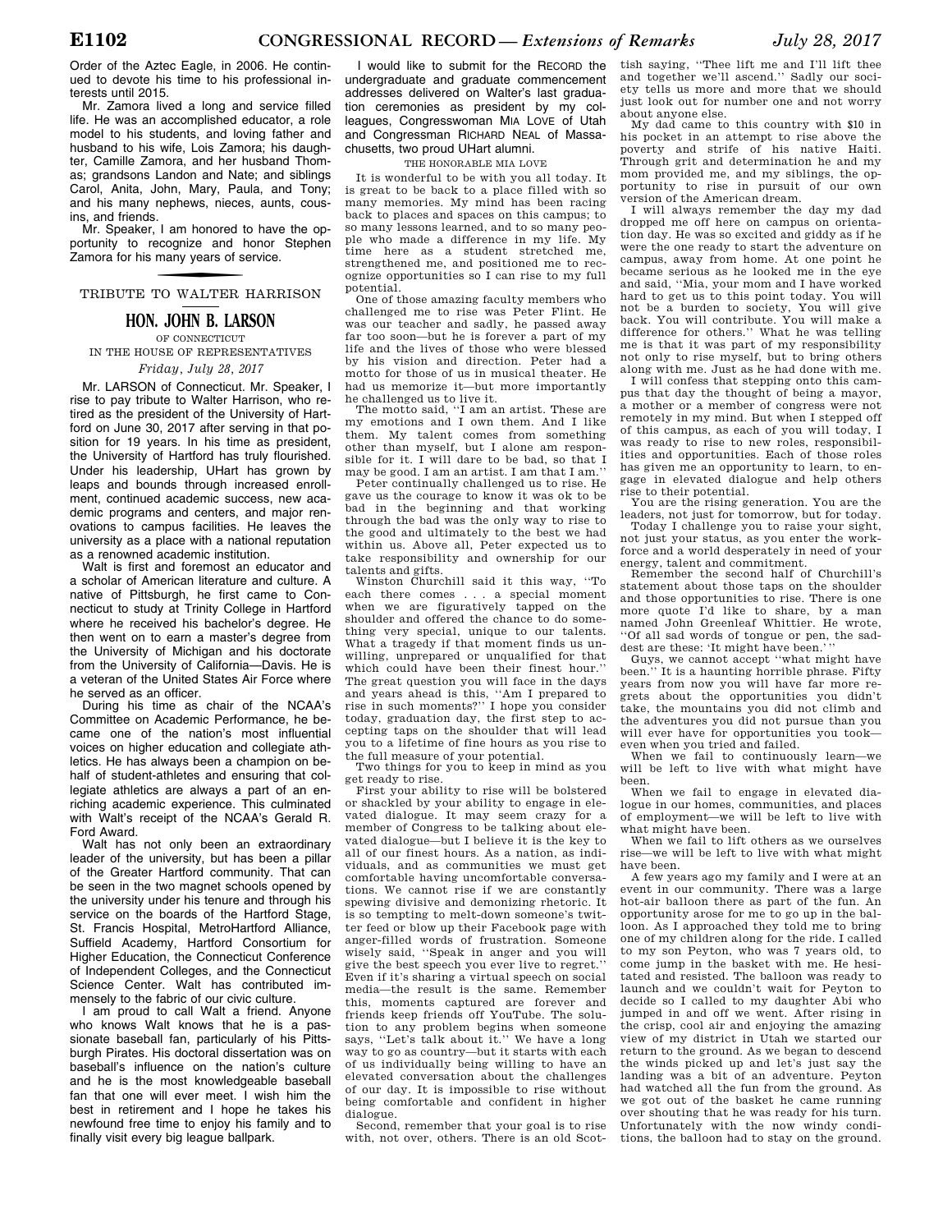Order of the Aztec Eagle, in 2006. He continued to devote his time to his professional interests until 2015.

Mr. Zamora lived a long and service filled life. He was an accomplished educator, a role model to his students, and loving father and husband to his wife, Lois Zamora; his daughter, Camille Zamora, and her husband Thomas; grandsons Landon and Nate; and siblings Carol, Anita, John, Mary, Paula, and Tony; and his many nephews, nieces, aunts, cousins, and friends.

Mr. Speaker, I am honored to have the opportunity to recognize and honor Stephen Zamora for his many years of service.

## TRIBUTE TO WALTER HARRISON

### HON. JOHN B. LARSON

OF CONNECTICUT

IN THE HOUSE OF REPRESENTATIVES

*Friday, July 28, 2017*

Mr. LARSON of Connecticut. Mr. Speaker, I rise to pay tribute to Walter Harrison, who retired as the president of the University of Hartford on June 30, 2017 after serving in that position for 19 years. In his time as president, the University of Hartford has truly flourished. Under his leadership, UHart has grown by leaps and bounds through increased enrollment, continued academic success, new academic programs and centers, and major renovations to campus facilities. He leaves the university as a place with a national reputation as a renowned academic institution.

Walt is first and foremost an educator and a scholar of American literature and culture. A native of Pittsburgh, he first came to Connecticut to study at Trinity College in Hartford where he received his bachelor's degree. He then went on to earn a master's degree from the University of Michigan and his doctorate from the University of California—Davis. He is a veteran of the United States Air Force where he served as an officer.

During his time as chair of the NCAA's Committee on Academic Performance, he became one of the nation's most influential voices on higher education and collegiate athletics. He has always been a champion on behalf of student-athletes and ensuring that collegiate athletics are always a part of an enriching academic experience. This culminated with Walt's receipt of the NCAA's Gerald R. Ford Award.

Walt has not only been an extraordinary leader of the university, but has been a pillar of the Greater Hartford community. That can be seen in the two magnet schools opened by the university under his tenure and through his service on the boards of the Hartford Stage, St. Francis Hospital, MetroHartford Alliance, Suffield Academy, Hartford Consortium for Higher Education, the Connecticut Conference of Independent Colleges, and the Connecticut Science Center. Walt has contributed immensely to the fabric of our civic culture.

I am proud to call Walt a friend. Anyone who knows Walt knows that he is a passionate baseball fan, particularly of his Pittsburgh Pirates. His doctoral dissertation was on baseball's influence on the nation's culture and he is the most knowledgeable baseball fan that one will ever meet. I wish him the best in retirement and I hope he takes his newfound free time to enjoy his family and to finally visit every big league ballpark.

I would like to submit for the RECORD the undergraduate and graduate commencement addresses delivered on Walter's last graduation ceremonies as president by my colleagues, Congresswoman MIA LOVE of Utah and Congressman RICHARD NEAL of Massachusetts, two proud UHart alumni.

THE HONORABLE MIA LOVE

It is wonderful to be with you all today. It is great to be back to a place filled with so many memories. My mind has been racing back to places and spaces on this campus; to so many lessons learned, and to so many people who made a difference in my life. My time here as a student stretched me, strengthened me, and positioned me to recognize opportunities so I can rise to my full potential.

One of those amazing faculty members who challenged me to rise was Peter Flint. He was our teacher and sadly, he passed away far too soon—but he is forever a part of my life and the lives of those who were blessed by his vision and direction. Peter had a motto for those of us in musical theater. He had us memorize it—but more importantly he challenged us to live it.

The motto said, "I am an artist. These are my emotions and I own them. And I like them. My talent comes from something other than myself, but I alone am responsible for it. I will dare to be bad, so that I may be good. I am an artist. I am that I am."

Peter continually challenged us to rise. He gave us the courage to know it was ok to be bad in the beginning and that working through the bad was the only way to rise to the good and ultimately to the best we had within us. Above all, Peter expected us to take responsibility and ownership for our talents and gifts.

Winston Churchill said it this way, "To each there comes . . . a special moment when we are figuratively tapped on the shoulder and offered the chance to do something very special, unique to our talents. What a tragedy if that moment finds us unwilling, unprepared or unqualified for that which could have been their finest hour." The great question you will face in the days and years ahead is this, "Am I prepared to rise in such moments?" I hope you consider today, graduation day, the first step to accepting taps on the shoulder that will lead you to a lifetime of fine hours as you rise to the full measure of your potential.

Two things for you to keep in mind as you get ready to rise.

First your ability to rise will be bolstered or shackled by your ability to engage in elevated dialogue. It may seem crazy for a member of Congress to be talking about elevated dialogue—but I believe it is the key to all of our finest hours. As a nation, as individuals, and as communities we must get comfortable having uncomfortable conversations. We cannot rise if we are constantly spewing divisive and demonizing rhetoric. It is so tempting to melt-down someone's twitter feed or blow up their Facebook page with anger-filled words of frustration. Someone wisely said, "Speak in anger and you will give the best speech you ever live to regret." Even if it's sharing a virtual speech on social media—the result is the same. Remember this, moments captured are forever and friends keep friends off YouTube. The solution to any problem begins when someone says, "Let's talk about it." We have a long way to go as country—but it starts with each of us individually being willing to have an elevated conversation about the challenges of our day. It is impossible to rise without being comfortable and confident in higher dialogue.

Second, remember that your goal is to rise with, not over, others. There is an old Scottish saying, "Thee lift me and I'll lift thee and together we'll ascend." Sadly our society tells us more and more that we should just look out for number one and not worry about anyone else.

My dad came to this country with $10 in his pocket in an attempt to rise above the poverty and strife of his native Haiti. Through grit and determination he and my mom provided me, and my siblings, the opportunity to rise in pursuit of our own version of the American dream.

I will always remember the day my dad dropped me off here on campus on orientation day. He was so excited and giddy as if he were the one ready to start the adventure on campus, away from home. At one point he became serious as he looked me in the eye and said, "Mia, your mom and I have worked hard to get us to this point today. You will not be a burden to society, You will give back. You will contribute. You will make a difference for others." What he was telling me is that it was part of my responsibility not only to rise myself, but to bring others along with me. Just as he had done with me.

I will confess that stepping onto this campus that day the thought of being a mayor, a mother or a member of congress were not remotely in my mind. But when I stepped off of this campus, as each of you will today, I was ready to rise to new roles, responsibilities and opportunities. Each of those roles has given me an opportunity to learn, to engage in elevated dialogue and help others rise to their potential.

You are the rising generation. You are the leaders, not just for tomorrow, but for today.

Today I challenge you to raise your sight, not just your status, as you enter the workforce and a world desperately in need of your energy, talent and commitment.

Remember the second half of Churchill's statement about those taps on the shoulder and those opportunities to rise. There is one more quote I'd like to share, by a man named John Greenleaf Whittier. He wrote, "Of all sad words of tongue or pen, the saddest are these: 'It might have been.' "

Guys, we cannot accept "what might have been." It is a haunting horrible phrase. Fifty years from now you will have far more regrets about the opportunities you didn't take, the mountains you did not climb and the adventures you did not pursue than you will ever have for opportunities you took—even when you tried and failed.

When we fail to continuously learn—we will be left to live with what might have been.

When we fail to engage in elevated dialogue in our homes, communities, and places of employment—we will be left to live with what might have been.

When we fail to lift others as we ourselves rise—we will be left to live with what might have been.

A few years ago my family and I were at an event in our community. There was a large hot-air balloon there as part of the fun. An opportunity arose for me to go up in the balloon. As I approached they told me to bring one of my children along for the ride. I called to my son Peyton, who was 7 years old, to come jump in the basket with me. He hesitated and resisted. The balloon was ready to launch and we couldn't wait for Peyton to decide so I called to my daughter Abi who jumped in and off we went. After rising in the crisp, cool air and enjoying the amazing view of my district in Utah we started our return to the ground. As we began to descend the winds picked up and let's just say the landing was a bit of an adventure. Peyton had watched all the fun from the ground. As we got out of the basket he came running over shouting that he was ready for his turn. Unfortunately with the now windy conditions, the balloon had to stay on the ground.